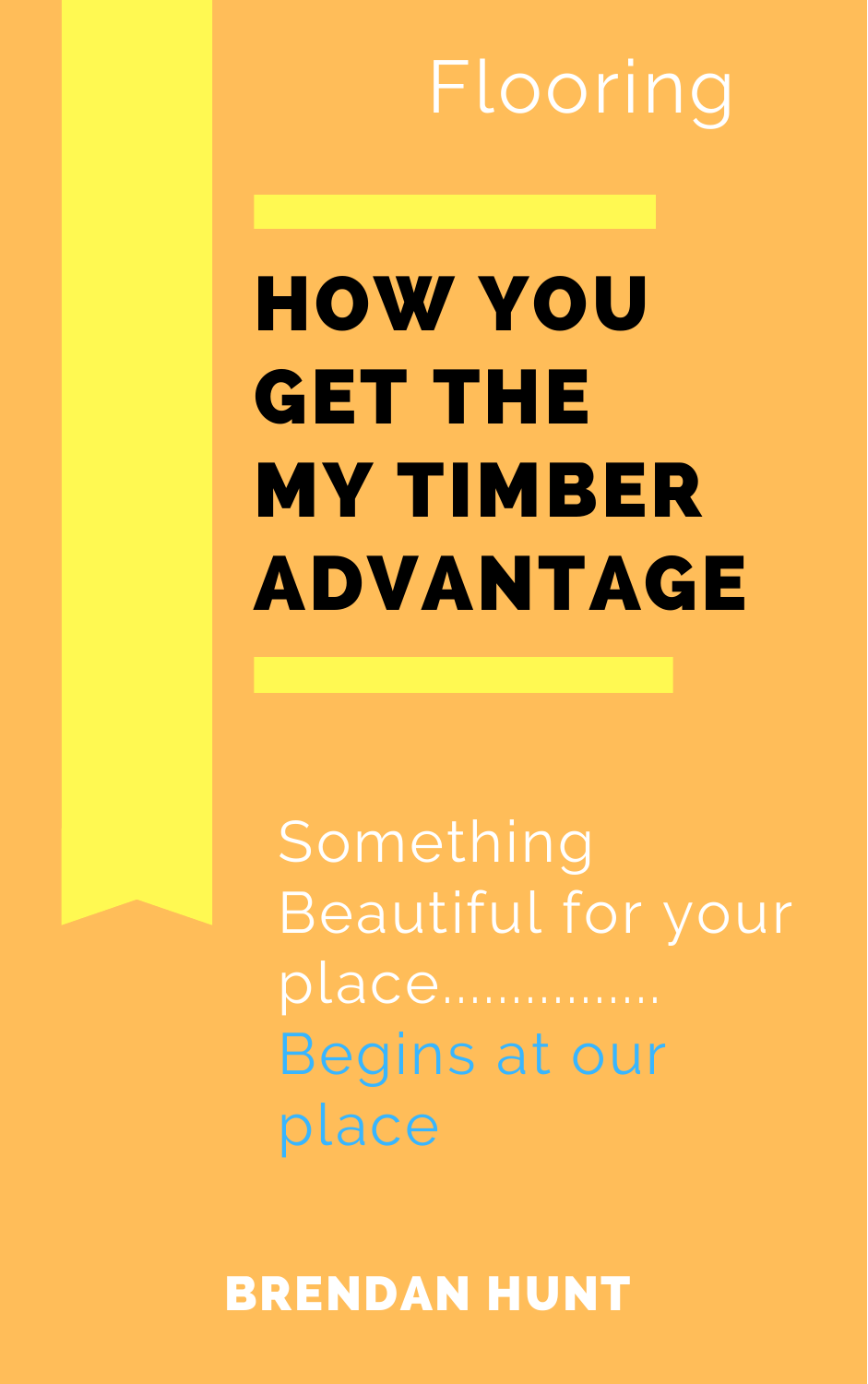Flooring

# HOW YOU GET THE MY TIMBER ADVANTAGE

Something Beautiful for your place................ Begins at our place

**BRENDAN HUNT**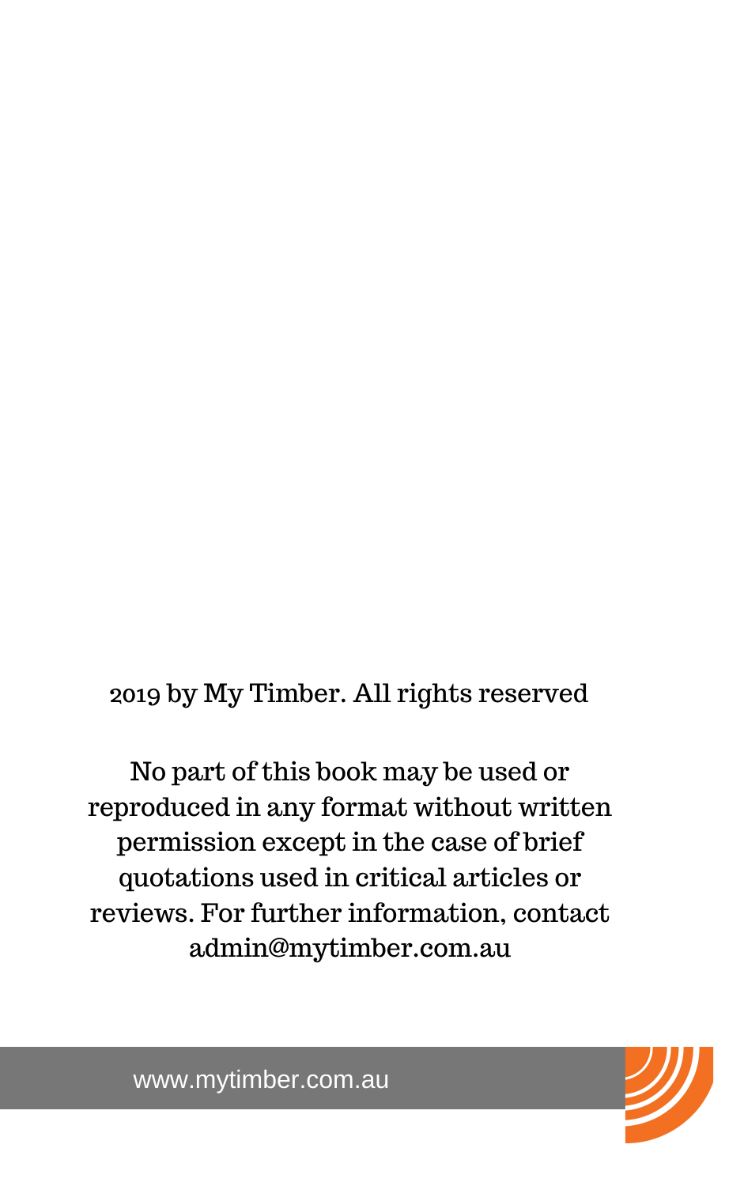2019 by My Timber. All rights reserved

No part of this book may be used or reproduced in any format without written permission except in the case of brief quotations used in critical articles or reviews. For further information, contact admin@mytimber.com.au

www.mytimber.com.au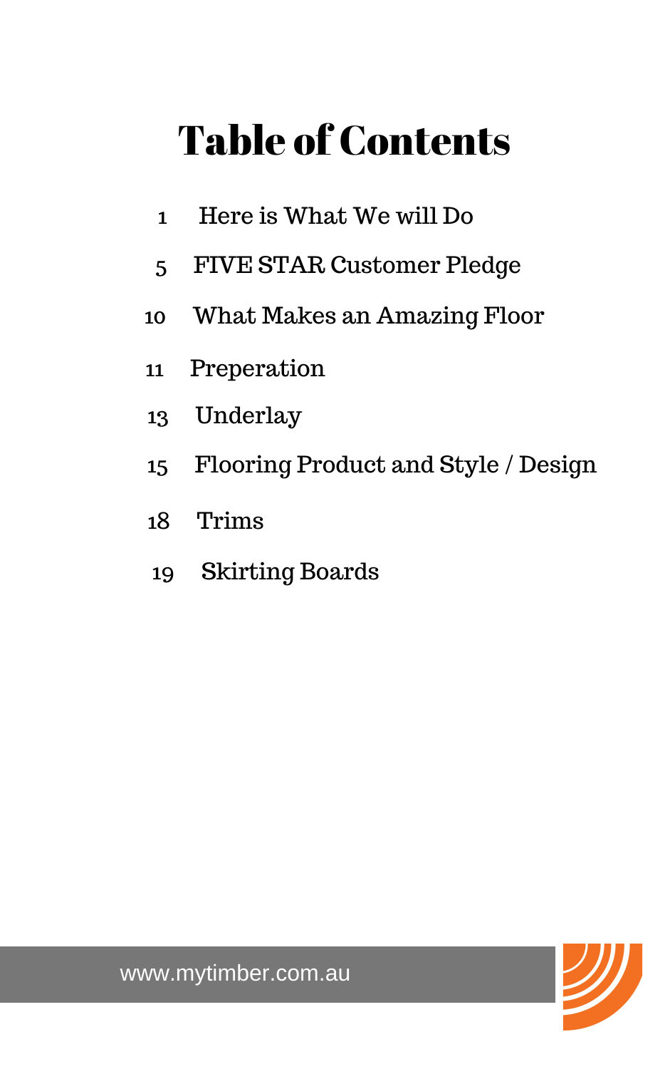# Table of Contents

1 Here is What We will Do

5 FIVE STAR Customer Pledge

10 What Makes an Amazing Floor

11 Preperation

13 Underlay

15 Flooring Product and Style / Design

18 Trims

19 Skirting Boards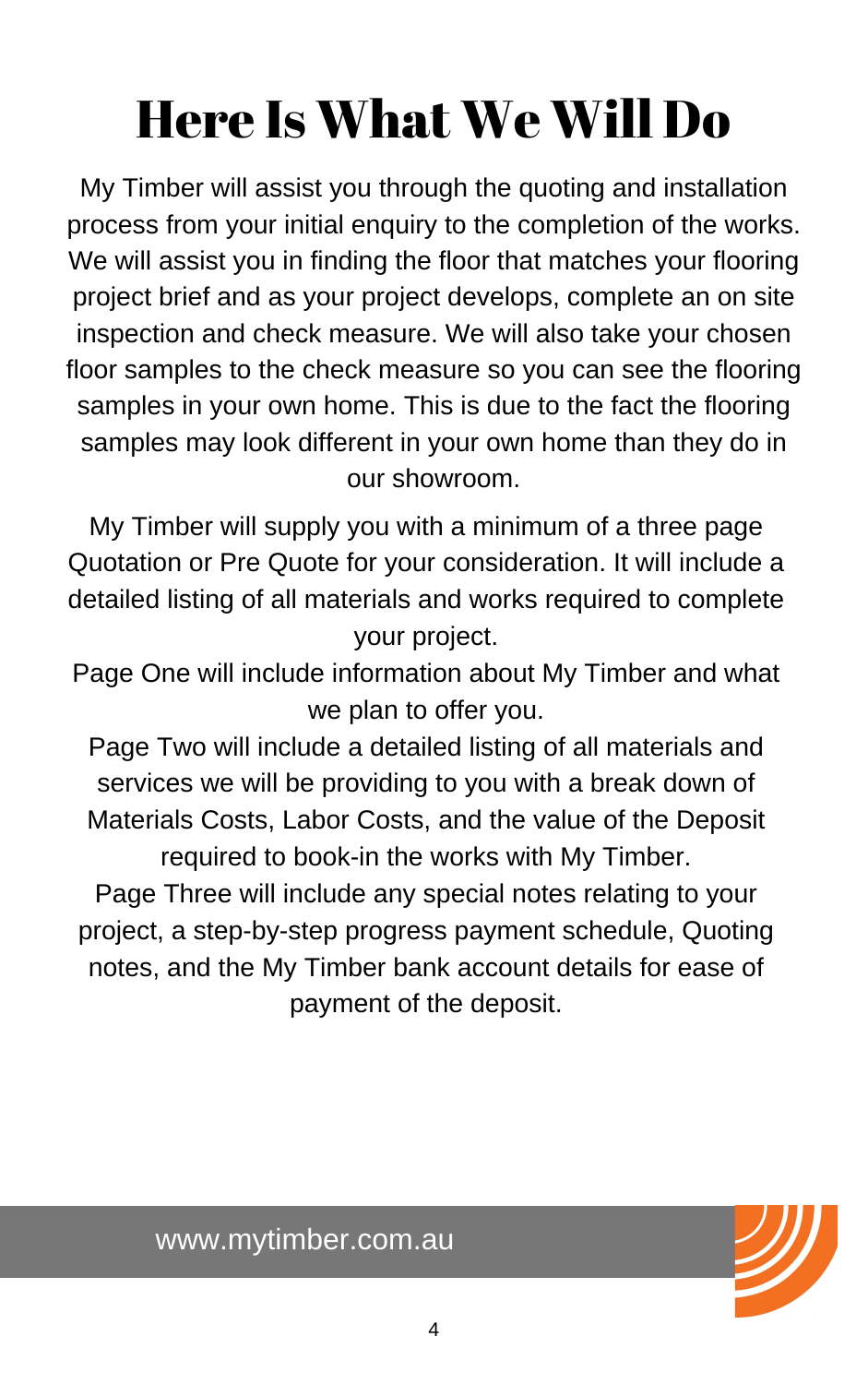# Here Is What We Will Do

My Timber will assist you through the quoting and installation process from your initial enquiry to the completion of the works. We will assist you in finding the floor that matches your flooring project brief and as your project develops, complete an on site inspection and check measure. We will also take your chosen floor samples to the check measure so you can see the flooring samples in your own home. This is due to the fact the flooring samples may look different in your own home than they do in our showroom.

My Timber will supply you with a minimum of a three page Quotation or Pre Quote for your consideration. It will include a detailed listing of all materials and works required to complete your project.

Page One will include information about My Timber and what we plan to offer you.

Page Two will include a detailed listing of all materials and services we will be providing to you with a break down of Materials Costs, Labor Costs, and the value of the Deposit required to book-in the works with My Timber.

Page Three will include any special notes relating to your project, a step-by-step progress payment schedule, Quoting notes, and the My Timber bank account details for ease of payment of the deposit.

www.mytimber.com.au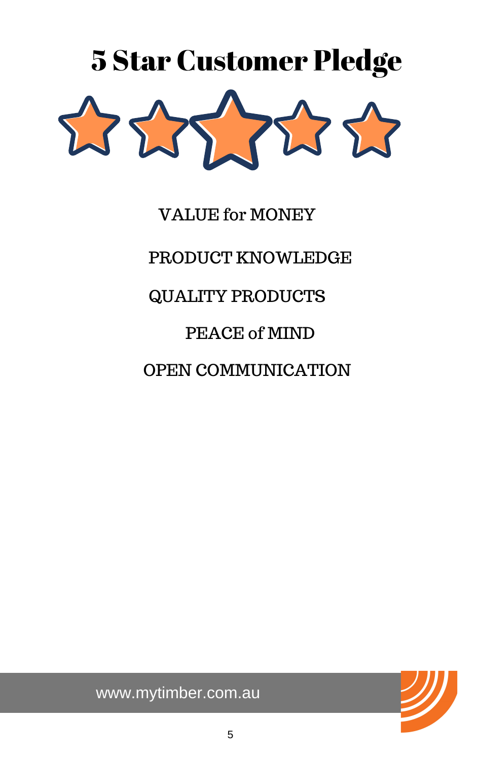# 5 Star Customer Pledge

VALUE for MONEY

PRODUCT KNOWLEDGE

QUALITY PRODUCTS

PEACE of MIND

OPEN COMMUNICATION

www.mytimber.com.au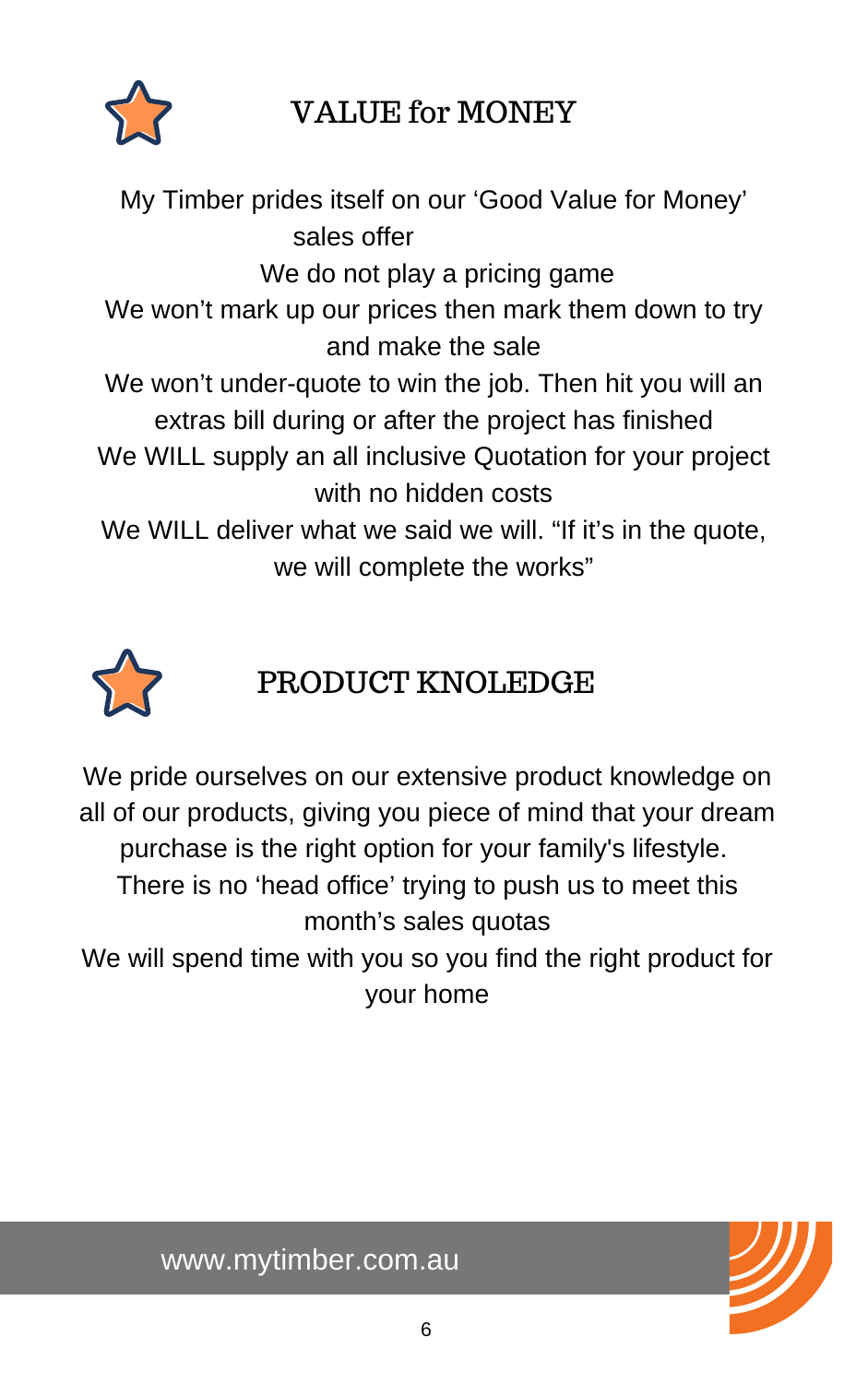## VALUE for MONEY

My Timber prides itself on our 'Good Value for Money' sales offer

We do not play a pricing game

We won't mark up our prices then mark them down to try and make the sale

We won't under-quote to win the job. Then hit you will an extras bill during or after the project has finished

We WILL supply an all inclusive Quotation for your project with no hidden costs

We WILL deliver what we said we will. "If it's in the quote, we will complete the works"

## PRODUCT KNOLEDGE

We pride ourselves on our extensive product knowledge on all of our products, giving you piece of mind that your dream purchase is the right option for your family's lifestyle.

There is no 'head office' trying to push us to meet this month's sales quotas

We will spend time with you so you find the right product for your home

www.mytimber.com.au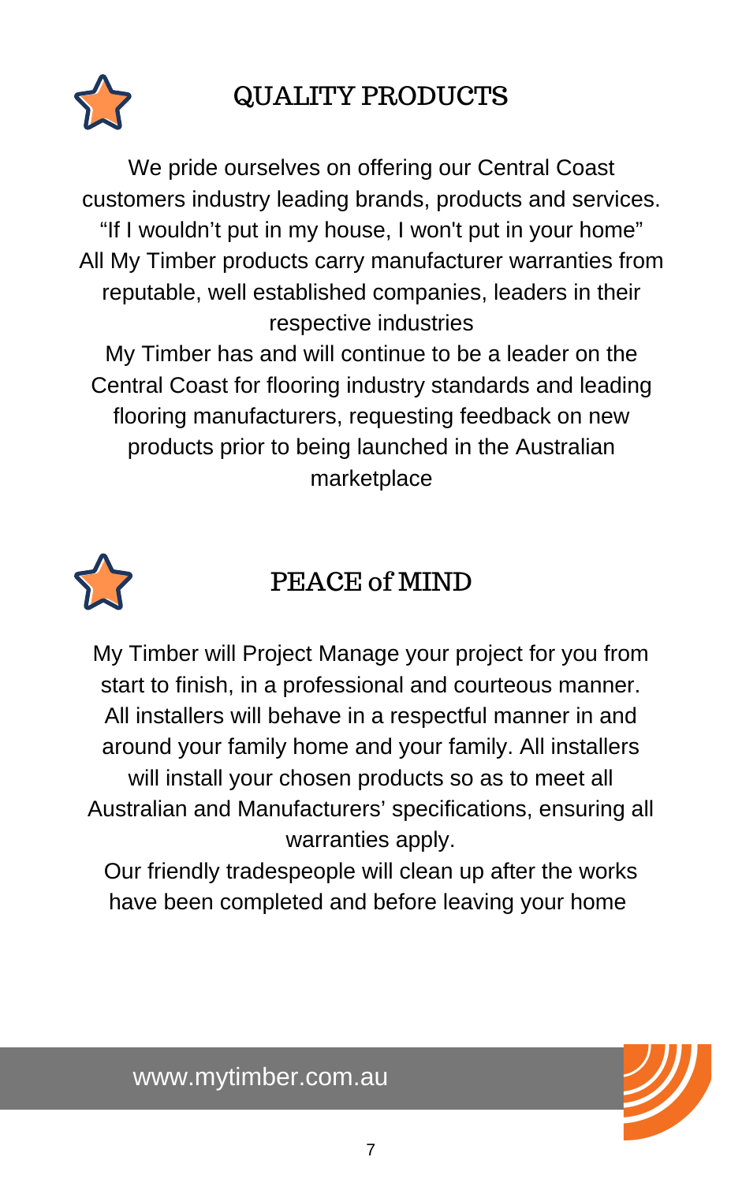## QUALITY PRODUCTS

We pride ourselves on offering our Central Coast customers industry leading brands, products and services. “If I wouldn’t put in my house, I won't put in your home” All My Timber products carry manufacturer warranties from reputable, well established companies, leaders in their respective industries

My Timber has and will continue to be a leader on the Central Coast for flooring industry standards and leading flooring manufacturers, requesting feedback on new products prior to being launched in the Australian marketplace

## PEACE of MIND

My Timber will Project Manage your project for you from start to finish, in a professional and courteous manner. All installers will behave in a respectful manner in and around your family home and your family. All installers will install your chosen products so as to meet all Australian and Manufacturers’ specifications, ensuring all warranties apply.

Our friendly tradespeople will clean up after the works have been completed and before leaving your home

www.mytimber.com.au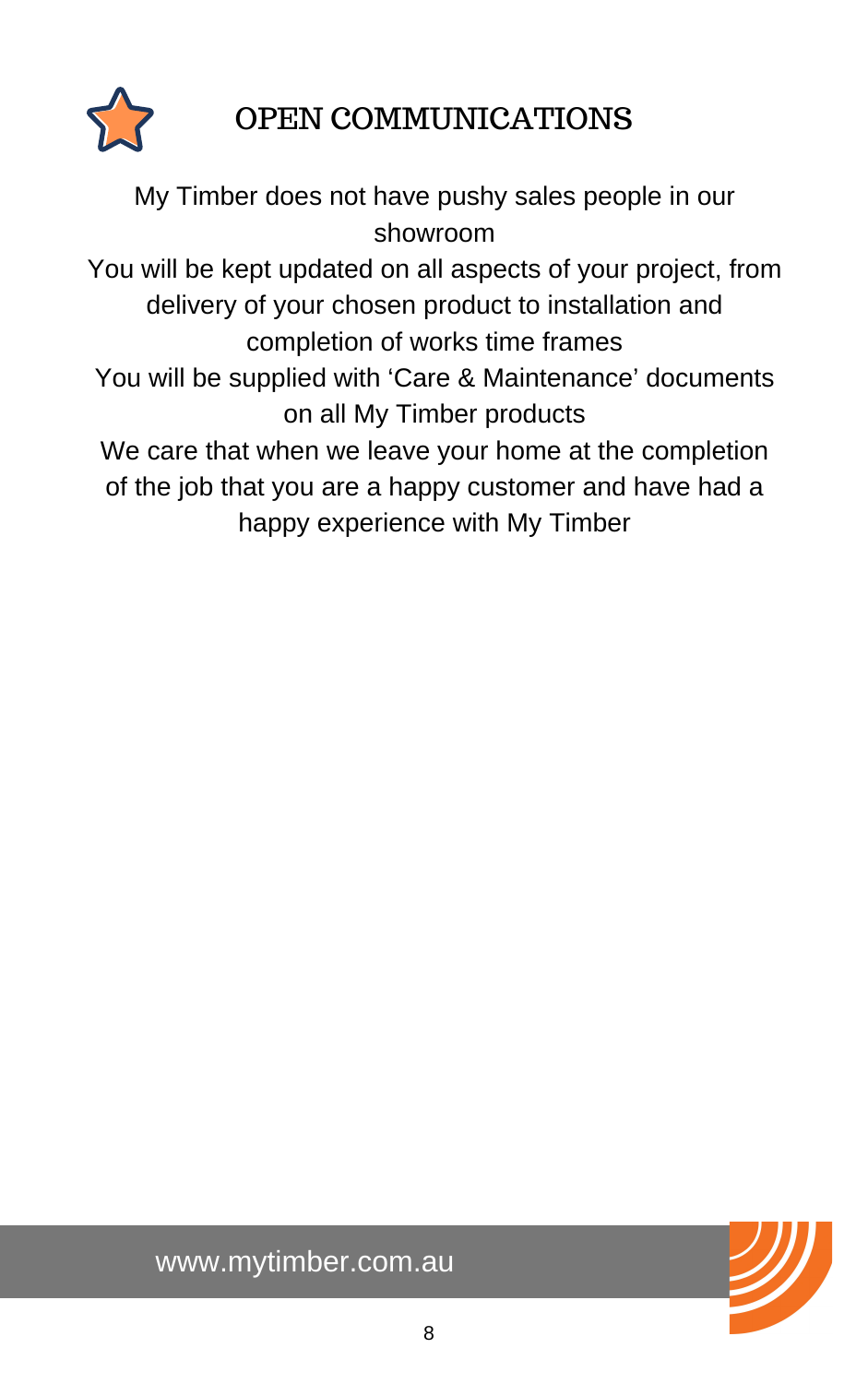# OPEN COMMUNICATIONS

My Timber does not have pushy sales people in our showroom

You will be kept updated on all aspects of your project, from delivery of your chosen product to installation and completion of works time frames

You will be supplied with 'Care & Maintenance' documents on all My Timber products

We care that when we leave your home at the completion of the job that you are a happy customer and have had a happy experience with My Timber

www.mytimber.com.au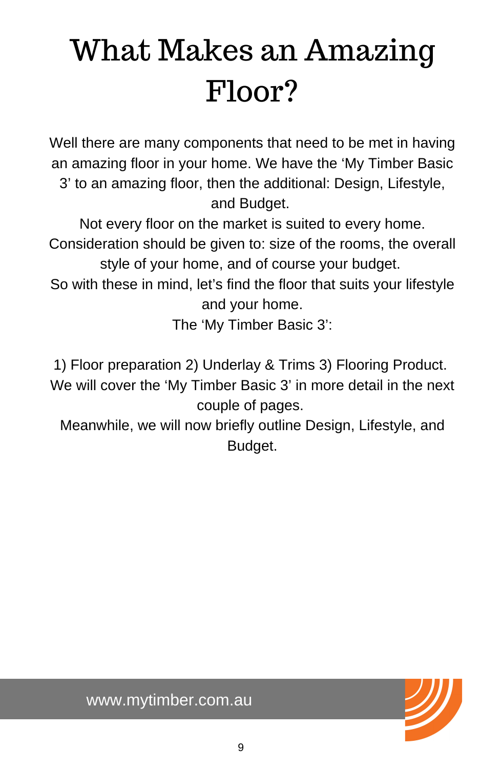# What Makes an Amazing Floor?

Well there are many components that need to be met in having an amazing floor in your home. We have the ‘My Timber Basic 3’ to an amazing floor, then the additional: Design, Lifestyle, and Budget.

Not every floor on the market is suited to every home. Consideration should be given to: size of the rooms, the overall style of your home, and of course your budget.

So with these in mind, let’s find the floor that suits your lifestyle and your home.

The ‘My Timber Basic 3’:

1) Floor preparation 2) Underlay & Trims 3) Flooring Product.

We will cover the ‘My Timber Basic 3’ in more detail in the next couple of pages.

Meanwhile, we will now briefly outline Design, Lifestyle, and Budget.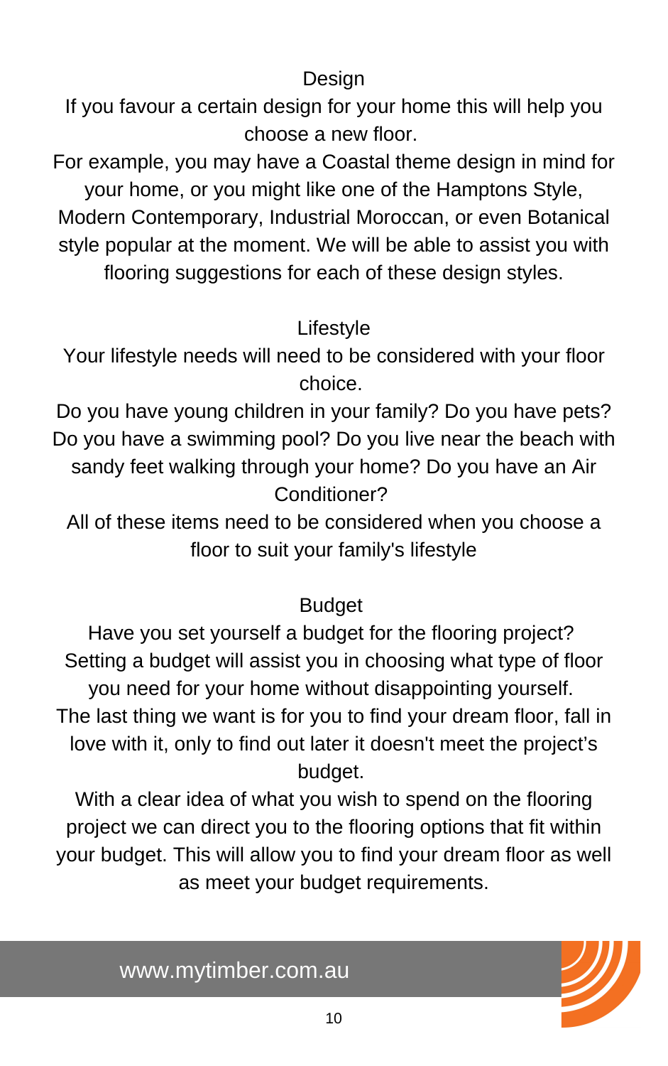## Design

If you favour a certain design for your home this will help you choose a new floor.

For example, you may have a Coastal theme design in mind for your home, or you might like one of the Hamptons Style, Modern Contemporary, Industrial Moroccan, or even Botanical style popular at the moment. We will be able to assist you with flooring suggestions for each of these design styles.

## Lifestyle

Your lifestyle needs will need to be considered with your floor choice.

Do you have young children in your family? Do you have pets? Do you have a swimming pool? Do you live near the beach with sandy feet walking through your home? Do you have an Air Conditioner?

All of these items need to be considered when you choose a floor to suit your family's lifestyle

## Budget

Have you set yourself a budget for the flooring project? Setting a budget will assist you in choosing what type of floor you need for your home without disappointing yourself.

The last thing we want is for you to find your dream floor, fall in love with it, only to find out later it doesn't meet the project's budget.

With a clear idea of what you wish to spend on the flooring project we can direct you to the flooring options that fit within your budget. This will allow you to find your dream floor as well as meet your budget requirements.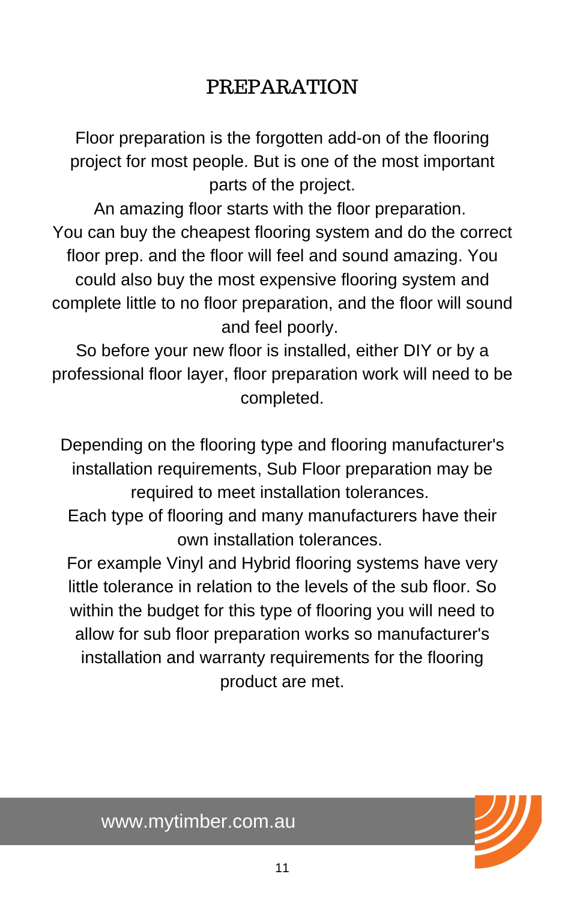# PREPARATION

Floor preparation is the forgotten add-on of the flooring project for most people. But is one of the most important parts of the project.

An amazing floor starts with the floor preparation.

You can buy the cheapest flooring system and do the correct floor prep. and the floor will feel and sound amazing. You could also buy the most expensive flooring system and complete little to no floor preparation, and the floor will sound and feel poorly.

So before your new floor is installed, either DIY or by a professional floor layer, floor preparation work will need to be completed.

Depending on the flooring type and flooring manufacturer's installation requirements, Sub Floor preparation may be required to meet installation tolerances.

Each type of flooring and many manufacturers have their own installation tolerances.

For example Vinyl and Hybrid flooring systems have very little tolerance in relation to the levels of the sub floor. So within the budget for this type of flooring you will need to allow for sub floor preparation works so manufacturer's installation and warranty requirements for the flooring product are met.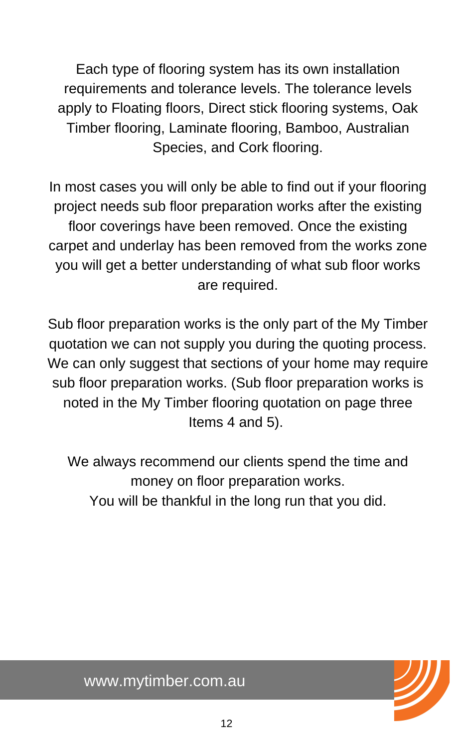Each type of flooring system has its own installation requirements and tolerance levels. The tolerance levels apply to Floating floors, Direct stick flooring systems, Oak Timber flooring, Laminate flooring, Bamboo, Australian Species, and Cork flooring.

In most cases you will only be able to find out if your flooring project needs sub floor preparation works after the existing floor coverings have been removed. Once the existing carpet and underlay has been removed from the works zone you will get a better understanding of what sub floor works are required.

Sub floor preparation works is the only part of the My Timber quotation we can not supply you during the quoting process. We can only suggest that sections of your home may require sub floor preparation works. (Sub floor preparation works is noted in the My Timber flooring quotation on page three Items 4 and 5).

We always recommend our clients spend the time and money on floor preparation works.
You will be thankful in the long run that you did.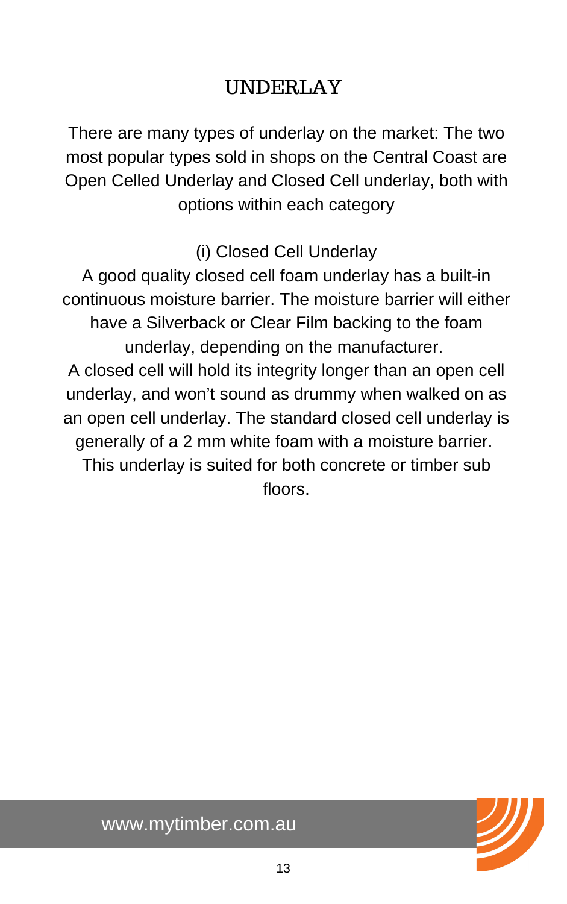# UNDERLAY

There are many types of underlay on the market: The two most popular types sold in shops on the Central Coast are Open Celled Underlay and Closed Cell underlay, both with options within each category

(i) Closed Cell Underlay

A good quality closed cell foam underlay has a built-in continuous moisture barrier. The moisture barrier will either have a Silverback or Clear Film backing to the foam underlay, depending on the manufacturer.

A closed cell will hold its integrity longer than an open cell underlay, and won't sound as drummy when walked on as an open cell underlay. The standard closed cell underlay is generally of a 2 mm white foam with a moisture barrier. This underlay is suited for both concrete or timber sub floors.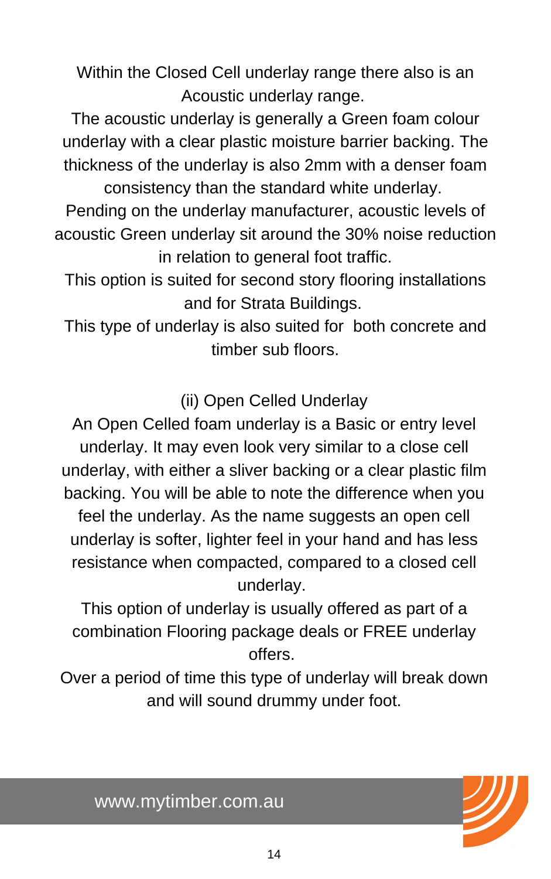Within the Closed Cell underlay range there also is an Acoustic underlay range.

The acoustic underlay is generally a Green foam colour underlay with a clear plastic moisture barrier backing. The thickness of the underlay is also 2mm with a denser foam consistency than the standard white underlay.

Pending on the underlay manufacturer, acoustic levels of acoustic Green underlay sit around the 30% noise reduction in relation to general foot traffic.

This option is suited for second story flooring installations and for Strata Buildings.

This type of underlay is also suited for both concrete and timber sub floors.

## (ii) Open Celled Underlay

An Open Celled foam underlay is a Basic or entry level underlay. It may even look very similar to a close cell underlay, with either a sliver backing or a clear plastic film backing. You will be able to note the difference when you feel the underlay. As the name suggests an open cell underlay is softer, lighter feel in your hand and has less resistance when compacted, compared to a closed cell underlay.

This option of underlay is usually offered as part of a combination Flooring package deals or FREE underlay offers.

Over a period of time this type of underlay will break down and will sound drummy under foot.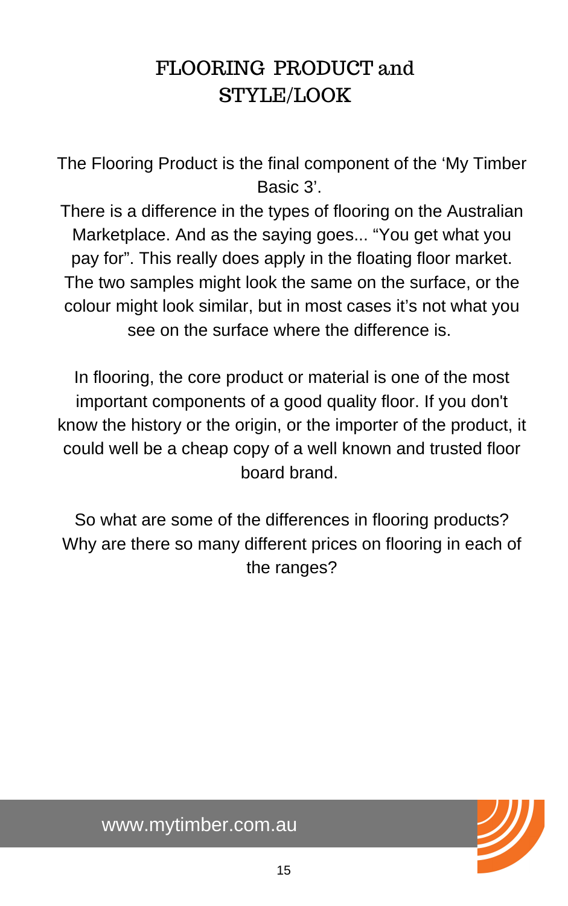# FLOORING PRODUCT and STYLE/LOOK

The Flooring Product is the final component of the 'My Timber Basic 3'.

There is a difference in the types of flooring on the Australian Marketplace. And as the saying goes... "You get what you pay for". This really does apply in the floating floor market. The two samples might look the same on the surface, or the colour might look similar, but in most cases it's not what you see on the surface where the difference is.

In flooring, the core product or material is one of the most important components of a good quality floor. If you don't know the history or the origin, or the importer of the product, it could well be a cheap copy of a well known and trusted floor board brand.

So what are some of the differences in flooring products? Why are there so many different prices on flooring in each of the ranges?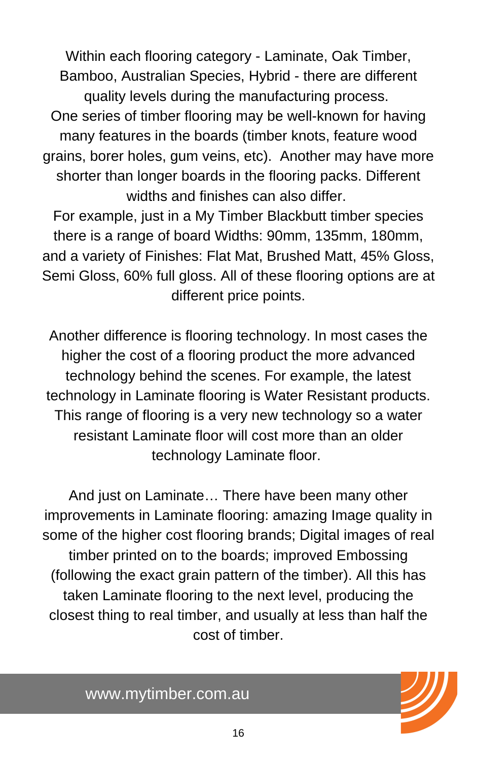Within each flooring category - Laminate, Oak Timber, Bamboo, Australian Species, Hybrid - there are different quality levels during the manufacturing process.
One series of timber flooring may be well-known for having many features in the boards (timber knots, feature wood grains, borer holes, gum veins, etc). Another may have more shorter than longer boards in the flooring packs. Different widths and finishes can also differ.
For example, just in a My Timber Blackbutt timber species there is a range of board Widths: 90mm, 135mm, 180mm, and a variety of Finishes: Flat Mat, Brushed Matt, 45% Gloss, Semi Gloss, 60% full gloss. All of these flooring options are at different price points.

Another difference is flooring technology. In most cases the higher the cost of a flooring product the more advanced technology behind the scenes. For example, the latest technology in Laminate flooring is Water Resistant products. This range of flooring is a very new technology so a water resistant Laminate floor will cost more than an older technology Laminate floor.

And just on Laminate… There have been many other improvements in Laminate flooring: amazing Image quality in some of the higher cost flooring brands; Digital images of real timber printed on to the boards; improved Embossing (following the exact grain pattern of the timber). All this has taken Laminate flooring to the next level, producing the closest thing to real timber, and usually at less than half the cost of timber.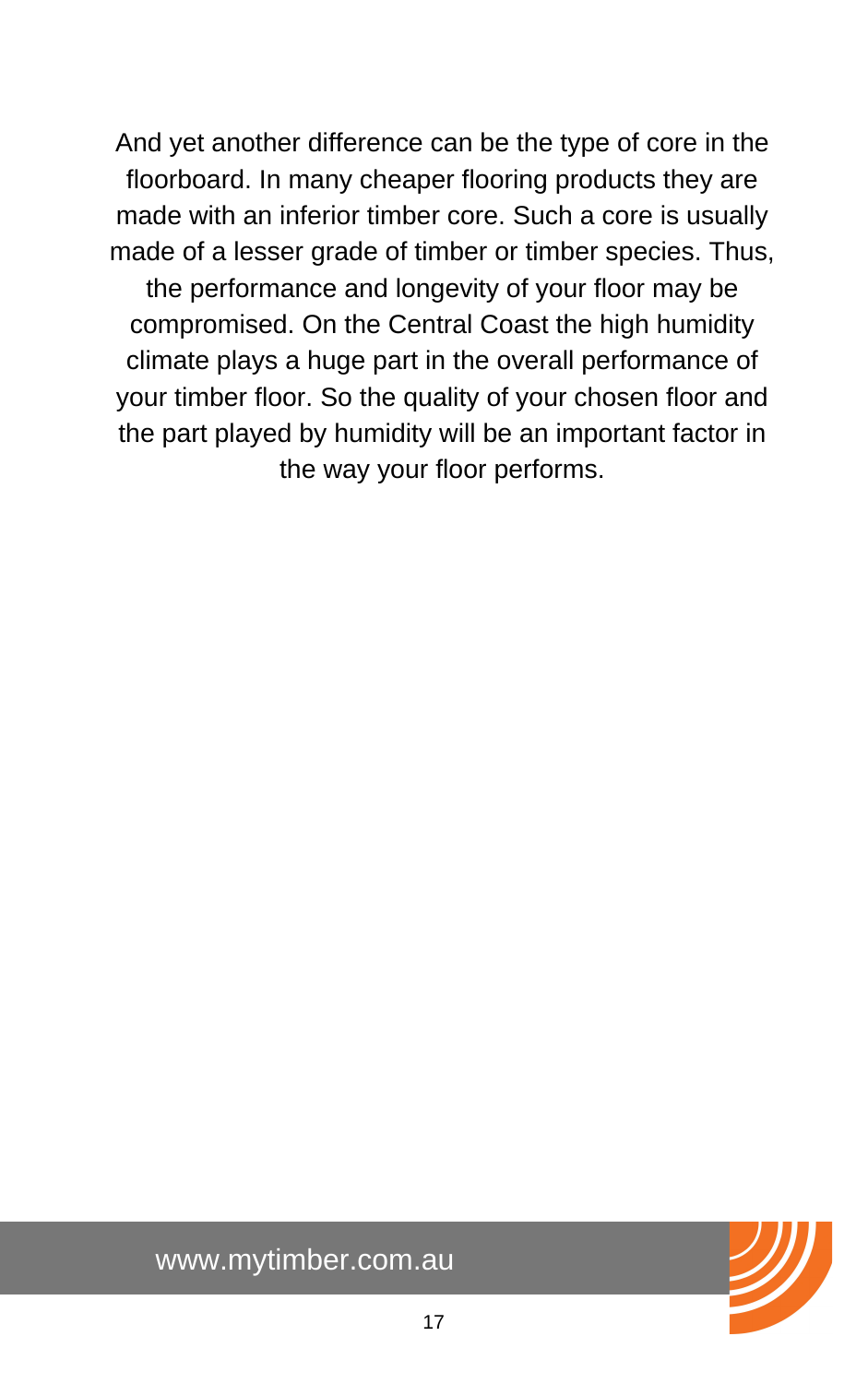And yet another difference can be the type of core in the floorboard. In many cheaper flooring products they are made with an inferior timber core. Such a core is usually made of a lesser grade of timber or timber species. Thus, the performance and longevity of your floor may be compromised. On the Central Coast the high humidity climate plays a huge part in the overall performance of your timber floor. So the quality of your chosen floor and the part played by humidity will be an important factor in the way your floor performs.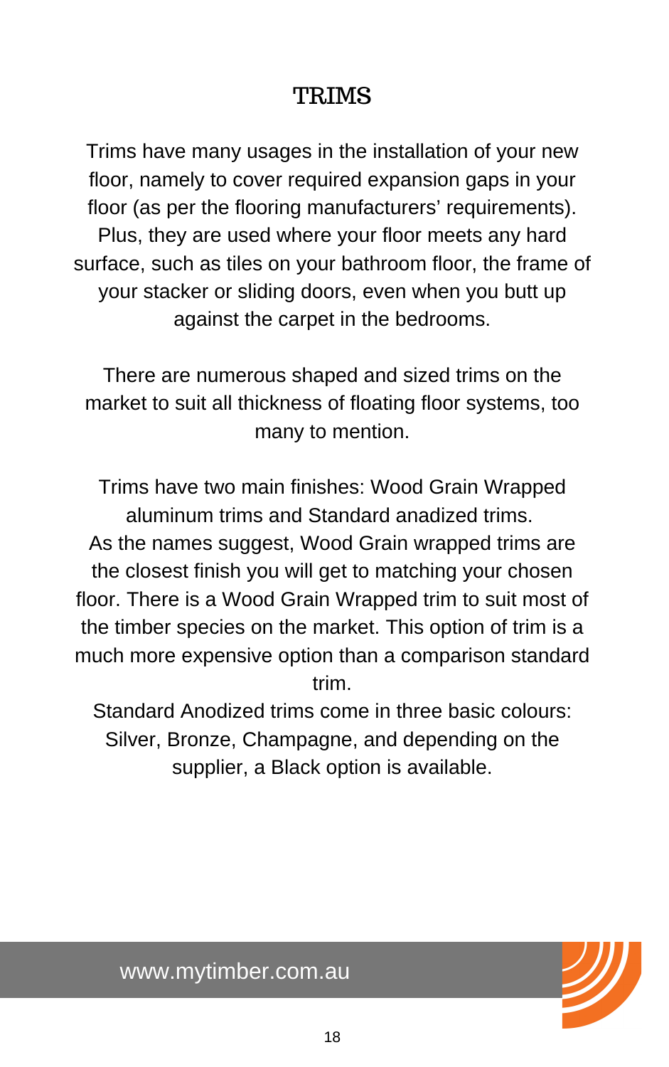# TRIMS

Trims have many usages in the installation of your new floor, namely to cover required expansion gaps in your floor (as per the flooring manufacturers' requirements). Plus, they are used where your floor meets any hard surface, such as tiles on your bathroom floor, the frame of your stacker or sliding doors, even when you butt up against the carpet in the bedrooms.

There are numerous shaped and sized trims on the market to suit all thickness of floating floor systems, too many to mention.

Trims have two main finishes: Wood Grain Wrapped aluminum trims and Standard anadized trims.
As the names suggest, Wood Grain wrapped trims are the closest finish you will get to matching your chosen floor. There is a Wood Grain Wrapped trim to suit most of the timber species on the market. This option of trim is a much more expensive option than a comparison standard trim.
Standard Anodized trims come in three basic colours: Silver, Bronze, Champagne, and depending on the supplier, a Black option is available.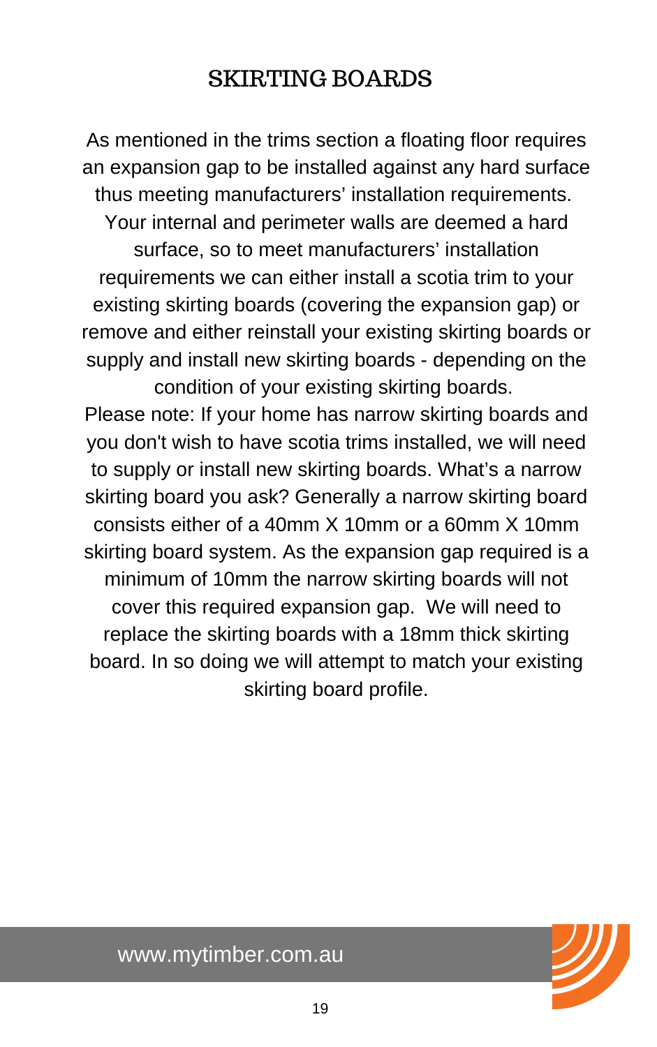# SKIRTING BOARDS

As mentioned in the trims section a floating floor requires an expansion gap to be installed against any hard surface thus meeting manufacturers' installation requirements. Your internal and perimeter walls are deemed a hard surface, so to meet manufacturers' installation requirements we can either install a scotia trim to your existing skirting boards (covering the expansion gap) or remove and either reinstall your existing skirting boards or supply and install new skirting boards - depending on the condition of your existing skirting boards.

Please note: If your home has narrow skirting boards and you don't wish to have scotia trims installed, we will need to supply or install new skirting boards. What's a narrow skirting board you ask? Generally a narrow skirting board consists either of a 40mm X 10mm or a 60mm X 10mm skirting board system. As the expansion gap required is a minimum of 10mm the narrow skirting boards will not cover this required expansion gap. We will need to replace the skirting boards with a 18mm thick skirting board. In so doing we will attempt to match your existing skirting board profile.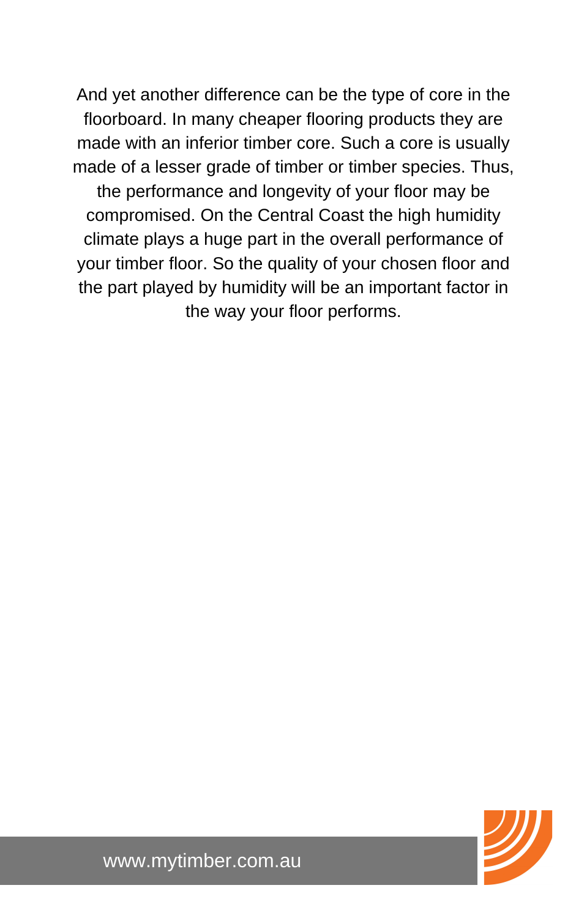And yet another difference can be the type of core in the floorboard. In many cheaper flooring products they are made with an inferior timber core. Such a core is usually made of a lesser grade of timber or timber species. Thus, the performance and longevity of your floor may be compromised. On the Central Coast the high humidity climate plays a huge part in the overall performance of your timber floor. So the quality of your chosen floor and the part played by humidity will be an important factor in the way your floor performs.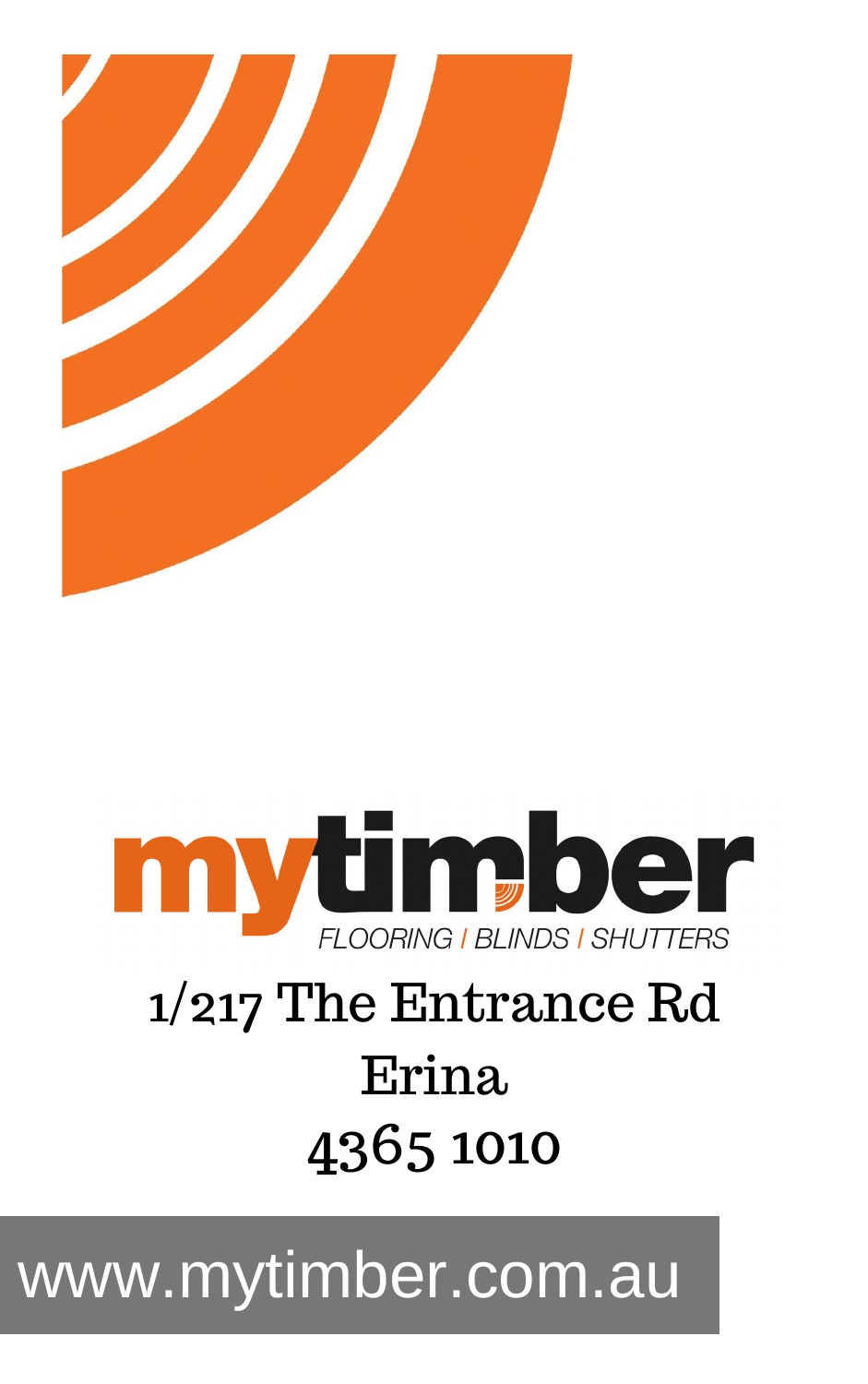mytimber

FLOORING / BLINDS / SHUTTERS

1/217 The Entrance Rd

Erina

4365 1010

www.mytimber.com.au